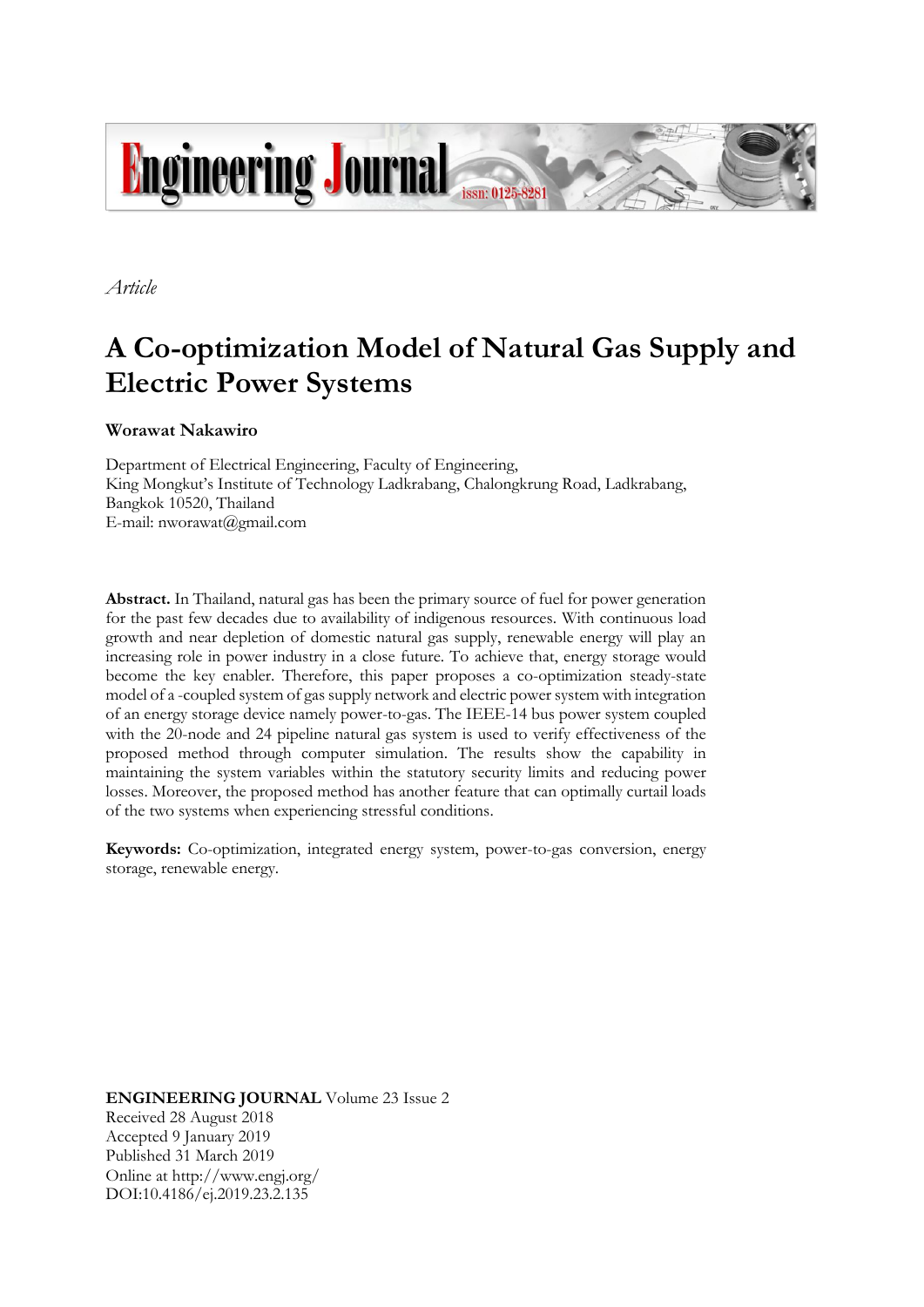*Article*

# A Co-optimization Model of Natural Gas Supply and Electric Power Systems

**Worawat Nakawiro**

Department of Electrical Engineering, Faculty of Engineering,
King Mongkut's Institute of Technology Ladkrabang, Chalongkrung Road, Ladkrabang,
Bangkok 10520, Thailand
E-mail: nworawat@gmail.com

**Abstract.** In Thailand, natural gas has been the primary source of fuel for power generation for the past few decades due to availability of indigenous resources. With continuous load growth and near depletion of domestic natural gas supply, renewable energy will play an increasing role in power industry in a close future. To achieve that, energy storage would become the key enabler. Therefore, this paper proposes a co-optimization steady-state model of a -coupled system of gas supply network and electric power system with integration of an energy storage device namely power-to-gas. The IEEE-14 bus power system coupled with the 20-node and 24 pipeline natural gas system is used to verify effectiveness of the proposed method through computer simulation. The results show the capability in maintaining the system variables within the statutory security limits and reducing power losses. Moreover, the proposed method has another feature that can optimally curtail loads of the two systems when experiencing stressful conditions.

**Keywords:** Co-optimization, integrated energy system, power-to-gas conversion, energy storage, renewable energy.

**ENGINEERING JOURNAL** Volume 23 Issue 2
Received 28 August 2018
Accepted 9 January 2019
Published 31 March 2019
Online at http://www.engj.org/
DOI:10.4186/ej.2019.23.2.135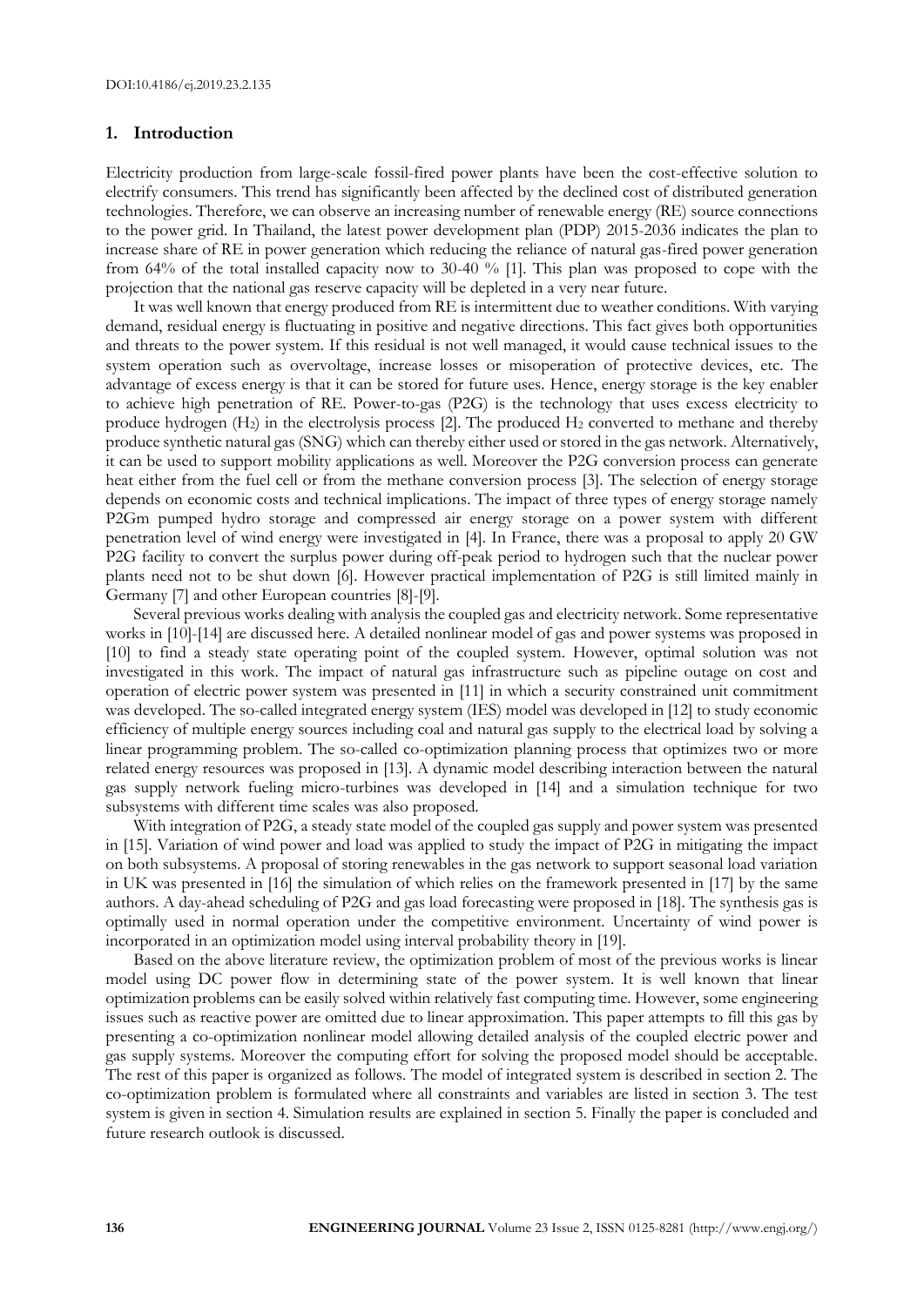## 1. Introduction

Electricity production from large-scale fossil-fired power plants have been the cost-effective solution to electrify consumers. This trend has significantly been affected by the declined cost of distributed generation technologies. Therefore, we can observe an increasing number of renewable energy (RE) source connections to the power grid. In Thailand, the latest power development plan (PDP) 2015-2036 indicates the plan to increase share of RE in power generation which reducing the reliance of natural gas-fired power generation from 64% of the total installed capacity now to 30-40 % [1]. This plan was proposed to cope with the projection that the national gas reserve capacity will be depleted in a very near future.

It was well known that energy produced from RE is intermittent due to weather conditions. With varying demand, residual energy is fluctuating in positive and negative directions. This fact gives both opportunities and threats to the power system. If this residual is not well managed, it would cause technical issues to the system operation such as overvoltage, increase losses or misoperation of protective devices, etc. The advantage of excess energy is that it can be stored for future uses. Hence, energy storage is the key enabler to achieve high penetration of RE. Power-to-gas (P2G) is the technology that uses excess electricity to produce hydrogen ($H_2$) in the electrolysis process [2]. The produced $H_2$ converted to methane and thereby produce synthetic natural gas (SNG) which can thereby either used or stored in the gas network. Alternatively, it can be used to support mobility applications as well. Moreover the P2G conversion process can generate heat either from the fuel cell or from the methane conversion process [3]. The selection of energy storage depends on economic costs and technical implications. The impact of three types of energy storage namely P2Gm pumped hydro storage and compressed air energy storage on a power system with different penetration level of wind energy were investigated in [4]. In France, there was a proposal to apply 20 GW P2G facility to convert the surplus power during off-peak period to hydrogen such that the nuclear power plants need not to be shut down [6]. However practical implementation of P2G is still limited mainly in Germany [7] and other European countries [8]-[9].

Several previous works dealing with analysis the coupled gas and electricity network. Some representative works in [10]-[14] are discussed here. A detailed nonlinear model of gas and power systems was proposed in [10] to find a steady state operating point of the coupled system. However, optimal solution was not investigated in this work. The impact of natural gas infrastructure such as pipeline outage on cost and operation of electric power system was presented in [11] in which a security constrained unit commitment was developed. The so-called integrated energy system (IES) model was developed in [12] to study economic efficiency of multiple energy sources including coal and natural gas supply to the electrical load by solving a linear programming problem. The so-called co-optimization planning process that optimizes two or more related energy resources was proposed in [13]. A dynamic model describing interaction between the natural gas supply network fueling micro-turbines was developed in [14] and a simulation technique for two subsystems with different time scales was also proposed.

With integration of P2G, a steady state model of the coupled gas supply and power system was presented in [15]. Variation of wind power and load was applied to study the impact of P2G in mitigating the impact on both subsystems. A proposal of storing renewables in the gas network to support seasonal load variation in UK was presented in [16] the simulation of which relies on the framework presented in [17] by the same authors. A day-ahead scheduling of P2G and gas load forecasting were proposed in [18]. The synthesis gas is optimally used in normal operation under the competitive environment. Uncertainty of wind power is incorporated in an optimization model using interval probability theory in [19].

Based on the above literature review, the optimization problem of most of the previous works is linear model using DC power flow in determining state of the power system. It is well known that linear optimization problems can be easily solved within relatively fast computing time. However, some engineering issues such as reactive power are omitted due to linear approximation. This paper attempts to fill this gas by presenting a co-optimization nonlinear model allowing detailed analysis of the coupled electric power and gas supply systems. Moreover the computing effort for solving the proposed model should be acceptable. The rest of this paper is organized as follows. The model of integrated system is described in section 2. The co-optimization problem is formulated where all constraints and variables are listed in section 3. The test system is given in section 4. Simulation results are explained in section 5. Finally the paper is concluded and future research outlook is discussed.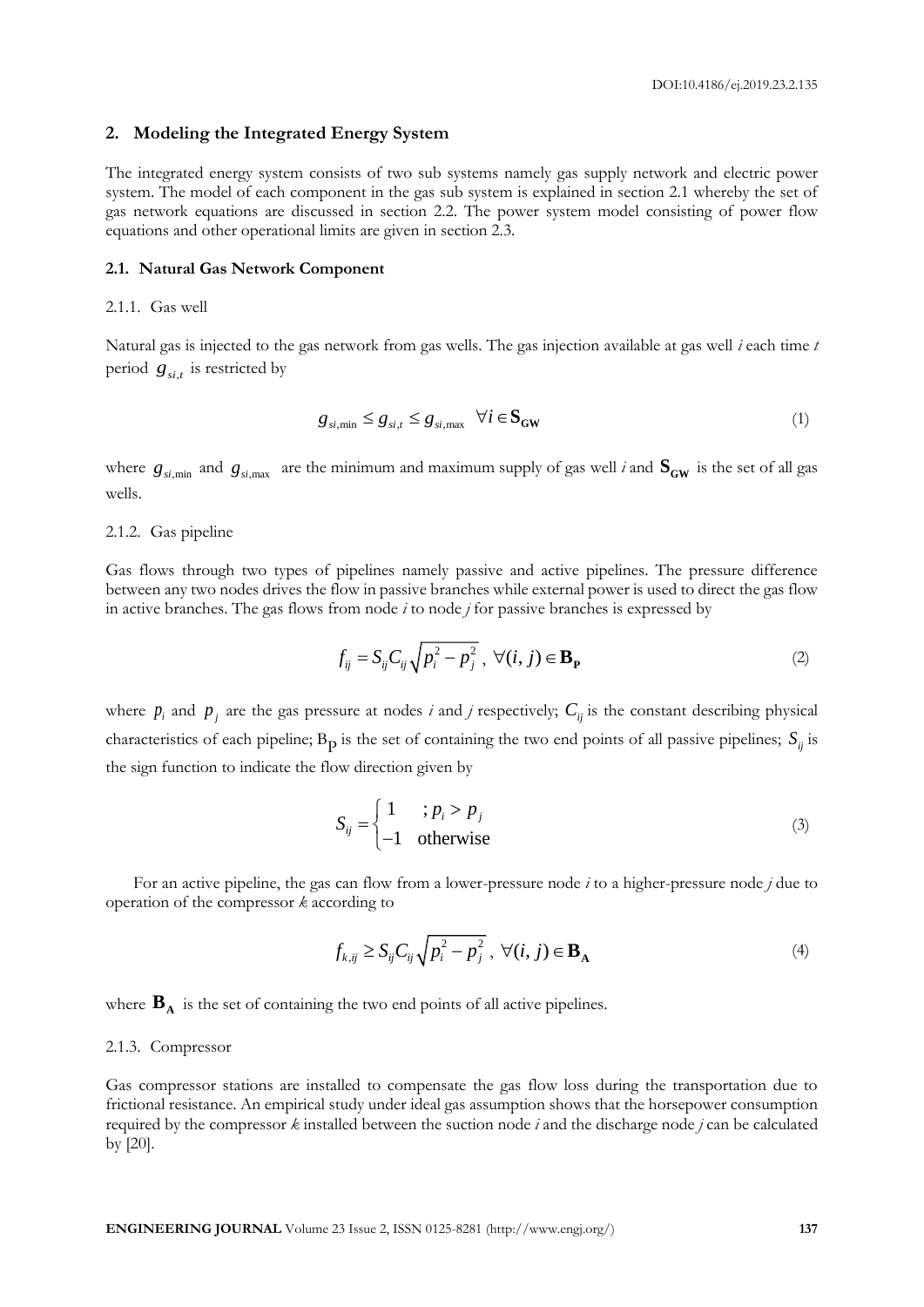## 2. Modeling the Integrated Energy System

The integrated energy system consists of two sub systems namely gas supply network and electric power system. The model of each component in the gas sub system is explained in section 2.1 whereby the set of gas network equations are discussed in section 2.2. The power system model consisting of power flow equations and other operational limits are given in section 2.3.

### 2.1. Natural Gas Network Component

#### 2.1.1. Gas well

Natural gas is injected to the gas network from gas wells. The gas injection available at gas well *i* each time *t* period $g_{si,t}$ is restricted by

$$g_{si,\min} \leq g_{si,t} \leq g_{si,\max} \quad \forall i \in \mathbf{S_{GW}} \tag{1}$$

where $g_{si,\min}$ and $g_{si,\max}$ are the minimum and maximum supply of gas well *i* and $\mathbf{S_{GW}}$ is the set of all gas wells.

#### 2.1.2. Gas pipeline

Gas flows through two types of pipelines namely passive and active pipelines. The pressure difference between any two nodes drives the flow in passive branches while external power is used to direct the gas flow in active branches. The gas flows from node *i* to node *j* for passive branches is expressed by

$$f_{ij} = S_{ij} C_{ij} \sqrt{p_i^2 - p_j^2}\,, \ \forall (i,j) \in \mathbf{B_P} \tag{2}$$

where $p_i$ and $p_j$ are the gas pressure at nodes *i* and *j* respectively; $C_{ij}$ is the constant describing physical characteristics of each pipeline; $\mathrm{B_P}$ is the set of containing the two end points of all passive pipelines; $S_{ij}$ is the sign function to indicate the flow direction given by

$$S_{ij} = \begin{cases} 1 & ; p_i > p_j \\ -1 & \text{otherwise} \end{cases} \tag{3}$$

For an active pipeline, the gas can flow from a lower-pressure node *i* to a higher-pressure node *j* due to operation of the compressor *k* according to

$$f_{k,ij} \geq S_{ij} C_{ij} \sqrt{p_i^2 - p_j^2}\,, \ \forall (i,j) \in \mathbf{B_A} \tag{4}$$

where $\mathbf{B_A}$ is the set of containing the two end points of all active pipelines.

#### 2.1.3. Compressor

Gas compressor stations are installed to compensate the gas flow loss during the transportation due to frictional resistance. An empirical study under ideal gas assumption shows that the horsepower consumption required by the compressor *k* installed between the suction node *i* and the discharge node *j* can be calculated by [20].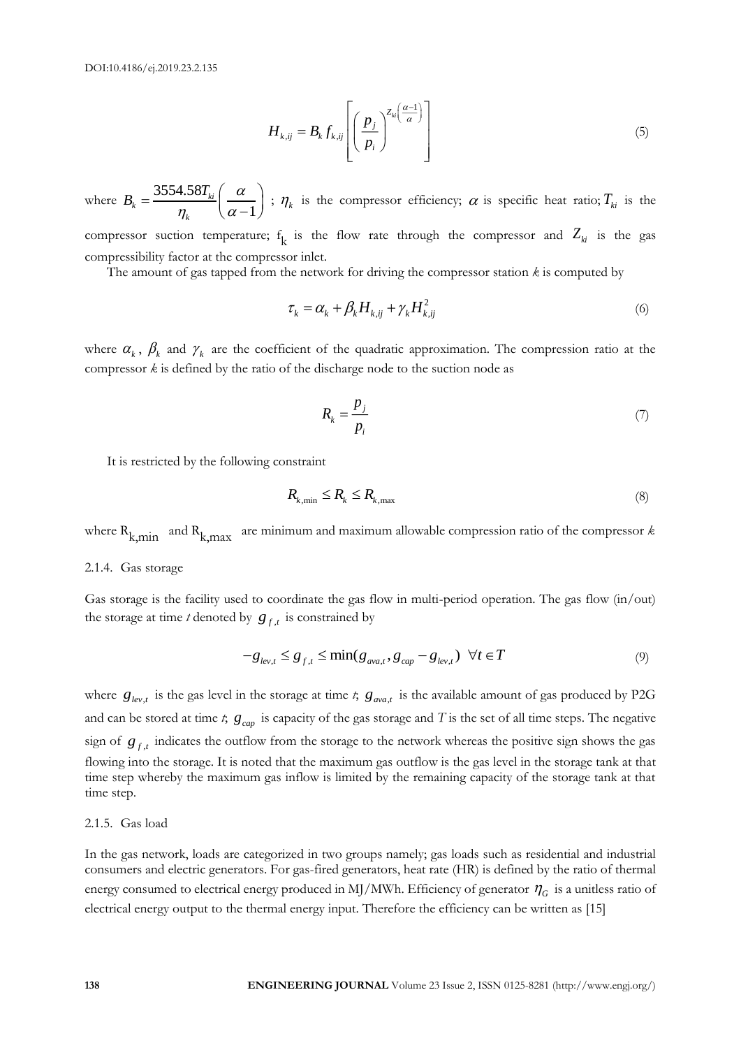$$H_{k,ij} = B_k f_{k,ij} \left[ \left( \frac{p_j}{p_i} \right)^{Z_{ki}\left(\frac{\alpha-1}{\alpha}\right)} \right] \tag{5}$$

where $B_k = \dfrac{3554.58 T_{ki}}{\eta_k}\left(\dfrac{\alpha}{\alpha-1}\right)$ ; $\eta_k$ is the compressor efficiency; $\alpha$ is specific heat ratio; $T_{ki}$ is the compressor suction temperature; $f_k$ is the flow rate through the compressor and $Z_{ki}$ is the gas compressibility factor at the compressor inlet.

The amount of gas tapped from the network for driving the compressor station *k* is computed by

$$\tau_k = \alpha_k + \beta_k H_{k,ij} + \gamma_k H_{k,ij}^2 \tag{6}$$

where $\alpha_k$, $\beta_k$ and $\gamma_k$ are the coefficient of the quadratic approximation. The compression ratio at the compressor *k* is defined by the ratio of the discharge node to the suction node as

$$R_k = \frac{p_j}{p_i} \tag{7}$$

It is restricted by the following constraint

$$R_{k,\min} \le R_k \le R_{k,\max} \tag{8}$$

where $R_{k,\min}$ and $R_{k,\max}$ are minimum and maximum allowable compression ratio of the compressor *k*

#### 2.1.4. Gas storage

Gas storage is the facility used to coordinate the gas flow in multi-period operation. The gas flow (in/out) the storage at time *t* denoted by $g_{f,t}$ is constrained by

$$-g_{lev,t} \le g_{f,t} \le \min(g_{ava,t}, g_{cap} - g_{lev,t}) \;\; \forall t \in T \tag{9}$$

where $g_{lev,t}$ is the gas level in the storage at time *t*; $g_{ava,t}$ is the available amount of gas produced by P2G and can be stored at time *t*; $g_{cap}$ is capacity of the gas storage and *T* is the set of all time steps. The negative sign of $g_{f,t}$ indicates the outflow from the storage to the network whereas the positive sign shows the gas flowing into the storage. It is noted that the maximum gas outflow is the gas level in the storage tank at that time step whereby the maximum gas inflow is limited by the remaining capacity of the storage tank at that time step.

#### 2.1.5. Gas load

In the gas network, loads are categorized in two groups namely; gas loads such as residential and industrial consumers and electric generators. For gas-fired generators, heat rate (HR) is defined by the ratio of thermal energy consumed to electrical energy produced in MJ/MWh. Efficiency of generator $\eta_G$ is a unitless ratio of electrical energy output to the thermal energy input. Therefore the efficiency can be written as [15]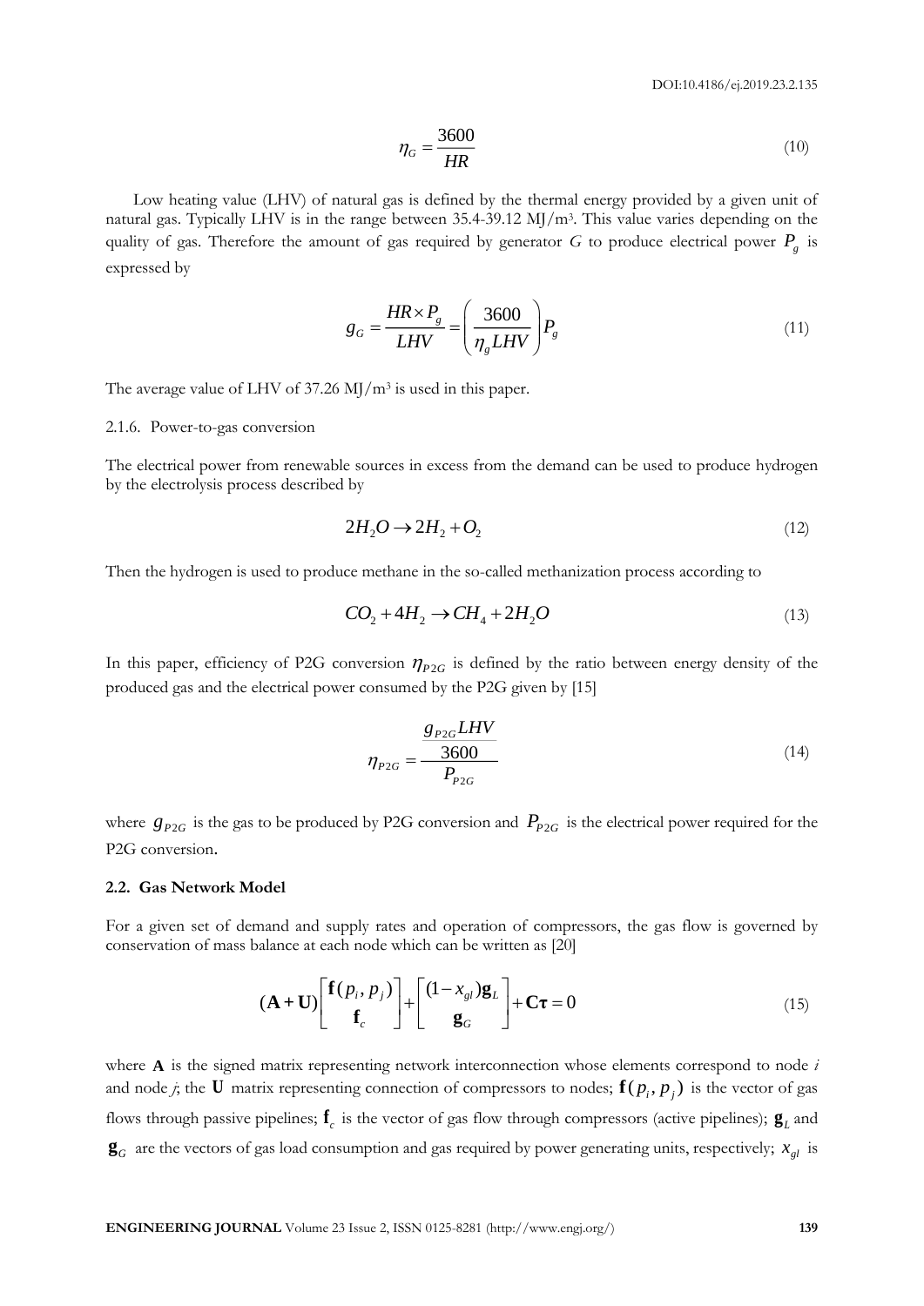$$\eta_G = \frac{3600}{HR} \tag{10}$$

Low heating value (LHV) of natural gas is defined by the thermal energy provided by a given unit of natural gas. Typically LHV is in the range between 35.4-39.12 MJ/m[3]. This value varies depending on the quality of gas. Therefore the amount of gas required by generator $G$ to produce electrical power $P_g$ is expressed by

$$g_G = \frac{HR \times P_g}{LHV} = \left(\frac{3600}{\eta_g LHV}\right) P_g \tag{11}$$

The average value of LHV of 37.26 MJ/m[3] is used in this paper.

2.1.6. Power-to-gas conversion

The electrical power from renewable sources in excess from the demand can be used to produce hydrogen by the electrolysis process described by

$$2H_2O \rightarrow 2H_2 + O_2 \tag{12}$$

Then the hydrogen is used to produce methane in the so-called methanization process according to

$$CO_2 + 4H_2 \rightarrow CH_4 + 2H_2O \tag{13}$$

In this paper, efficiency of P2G conversion $\eta_{P2G}$ is defined by the ratio between energy density of the produced gas and the electrical power consumed by the P2G given by [15]

$$\eta_{P2G} = \frac{\frac{g_{P2G} LHV}{3600}}{P_{P2G}} \tag{14}$$

where $g_{P2G}$ is the gas to be produced by P2G conversion and $P_{P2G}$ is the electrical power required for the P2G conversion.

### 2.2. Gas Network Model

For a given set of demand and supply rates and operation of compressors, the gas flow is governed by conservation of mass balance at each node which can be written as [20]

$$(\mathbf{A} + \mathbf{U}) \begin{bmatrix} \mathbf{f}(p_i, p_j) \\ \mathbf{f}_c \end{bmatrix} + \begin{bmatrix} (1 - x_{gl})\mathbf{g}_L \\ \mathbf{g}_G \end{bmatrix} + \mathbf{C\tau} = 0 \tag{15}$$

where $\mathbf{A}$ is the signed matrix representing network interconnection whose elements correspond to node $i$ and node $j$; the $\mathbf{U}$ matrix representing connection of compressors to nodes; $\mathbf{f}(p_i, p_j)$ is the vector of gas flows through passive pipelines; $\mathbf{f}_c$ is the vector of gas flow through compressors (active pipelines); $\mathbf{g}_L$ and $\mathbf{g}_G$ are the vectors of gas load consumption and gas required by power generating units, respectively; $x_{gl}$ is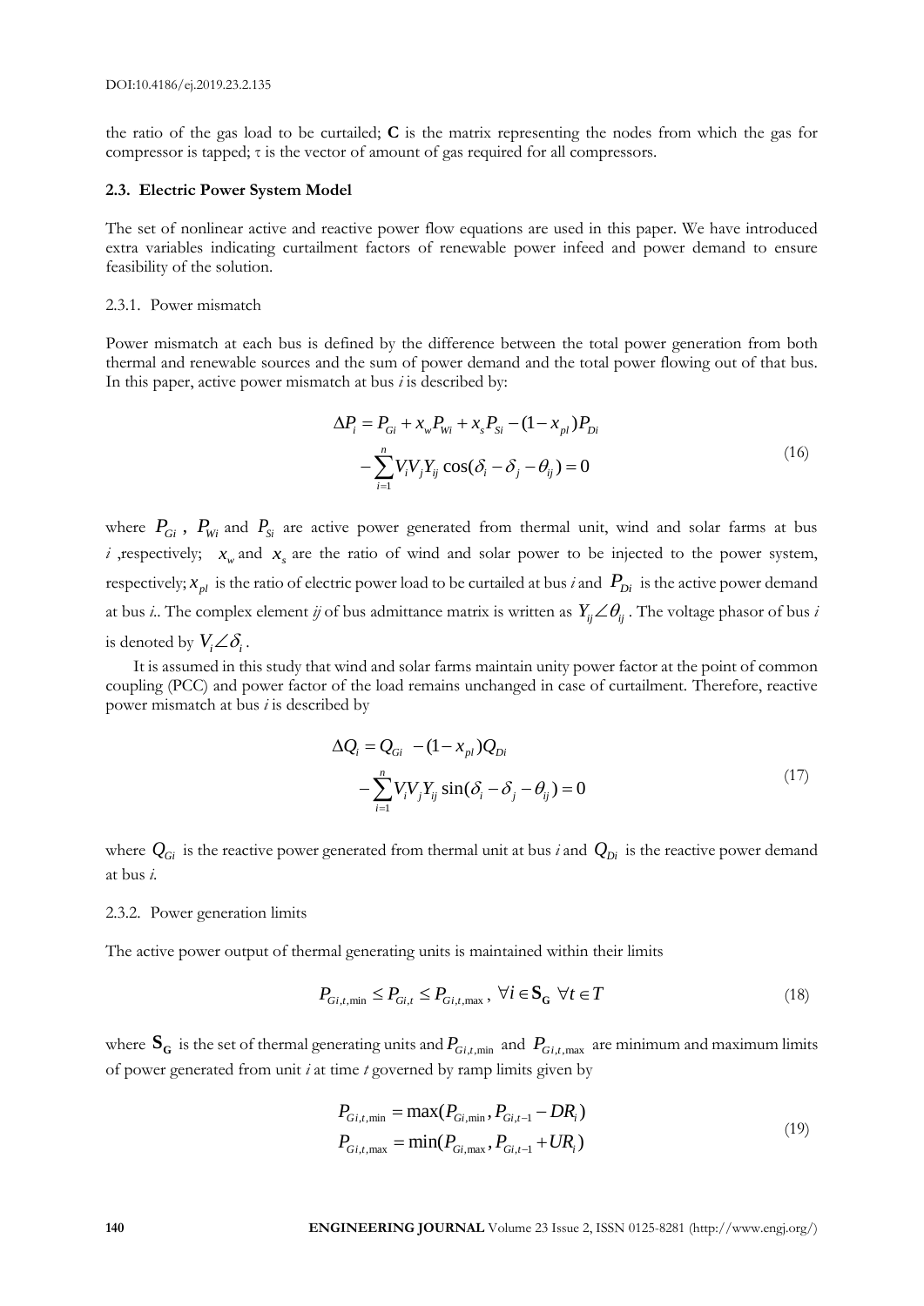the ratio of the gas load to be curtailed; **C** is the matrix representing the nodes from which the gas for compressor is tapped; τ is the vector of amount of gas required for all compressors.

### 2.3. Electric Power System Model

The set of nonlinear active and reactive power flow equations are used in this paper. We have introduced extra variables indicating curtailment factors of renewable power infeed and power demand to ensure feasibility of the solution.

#### 2.3.1. Power mismatch

Power mismatch at each bus is defined by the difference between the total power generation from both thermal and renewable sources and the sum of power demand and the total power flowing out of that bus. In this paper, active power mismatch at bus $i$ is described by:

$$\begin{aligned}\Delta P_i = P_{Gi} + x_w P_{Wi} + x_s P_{Si} - (1 - x_{pl}) P_{Di} \\ - \sum_{i=1}^{n} V_i V_j Y_{ij} \cos(\delta_i - \delta_j - \theta_{ij}) = 0\end{aligned} \tag{16}$$

where $P_{Gi}$ , $P_{Wi}$ and $P_{Si}$ are active power generated from thermal unit, wind and solar farms at bus $i$ ,respectively; $x_w$ and $x_s$ are the ratio of wind and solar power to be injected to the power system, respectively; $x_{pl}$ is the ratio of electric power load to be curtailed at bus $i$ and $P_{Di}$ is the active power demand at bus $i$.. The complex element $ij$ of bus admittance matrix is written as $Y_{ij}\angle\theta_{ij}$ . The voltage phasor of bus $i$ is denoted by $V_i\angle\delta_i$.

It is assumed in this study that wind and solar farms maintain unity power factor at the point of common coupling (PCC) and power factor of the load remains unchanged in case of curtailment. Therefore, reactive power mismatch at bus $i$ is described by

$$\begin{aligned}\Delta Q_i = Q_{Gi} - (1 - x_{pl}) Q_{Di} \\ - \sum_{i=1}^{n} V_i V_j Y_{ij} \sin(\delta_i - \delta_j - \theta_{ij}) = 0\end{aligned} \tag{17}$$

where $Q_{Gi}$ is the reactive power generated from thermal unit at bus $i$ and $Q_{Di}$ is the reactive power demand at bus $i$.

#### 2.3.2. Power generation limits

The active power output of thermal generating units is maintained within their limits

$$P_{Gi,t,\min} \le P_{Gi,t} \le P_{Gi,t,\max} \, , \; \forall i \in \mathbf{S_G} \; \forall t \in T \tag{18}$$

where $\mathbf{S_G}$ is the set of thermal generating units and $P_{Gi,t,\min}$ and $P_{Gi,t,\max}$ are minimum and maximum limits of power generated from unit $i$ at time $t$ governed by ramp limits given by

$$\begin{aligned}P_{Gi,t,\min} = \max(P_{Gi,\min}, P_{Gi,t-1} - DR_i) \\ P_{Gi,t,\max} = \min(P_{Gi,\max}, P_{Gi,t-1} + UR_i)\end{aligned} \tag{19}$$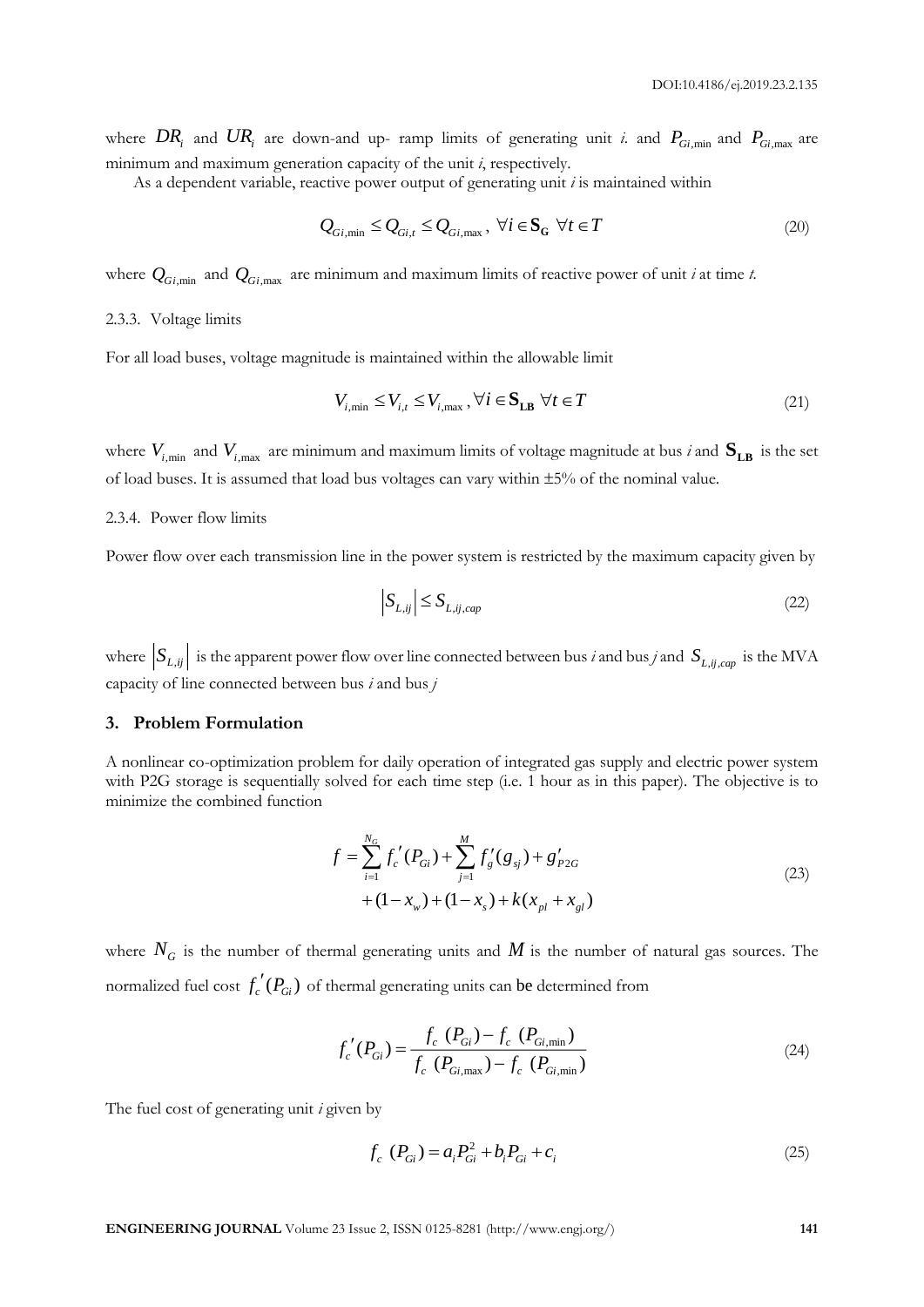where $DR_i$ and $UR_i$ are down-and up- ramp limits of generating unit *i*. and $P_{Gi,\min}$ and $P_{Gi,\max}$ are minimum and maximum generation capacity of the unit *i*, respectively.

As a dependent variable, reactive power output of generating unit *i* is maintained within

$$Q_{Gi,\min} \leq Q_{Gi,t} \leq Q_{Gi,\max}, \ \forall i \in \mathbf{S_G} \ \forall t \in T \tag{20}$$

where $Q_{Gi,\min}$ and $Q_{Gi,\max}$ are minimum and maximum limits of reactive power of unit *i* at time *t*.

### 2.3.3. Voltage limits

For all load buses, voltage magnitude is maintained within the allowable limit

$$V_{i,\min} \leq V_{i,t} \leq V_{i,\max}, \forall i \in \mathbf{S_{LB}} \ \forall t \in T \tag{21}$$

where $V_{i,\min}$ and $V_{i,\max}$ are minimum and maximum limits of voltage magnitude at bus *i* and $\mathbf{S_{LB}}$ is the set of load buses. It is assumed that load bus voltages can vary within ±5% of the nominal value.

### 2.3.4. Power flow limits

Power flow over each transmission line in the power system is restricted by the maximum capacity given by

$$\left|S_{L,ij}\right| \leq S_{L,ij,cap} \tag{22}$$

where $\left|S_{L,ij}\right|$ is the apparent power flow over line connected between bus *i* and bus *j* and $S_{L,ij,cap}$ is the MVA capacity of line connected between bus *i* and bus *j*

## 3. Problem Formulation

A nonlinear co-optimization problem for daily operation of integrated gas supply and electric power system with P2G storage is sequentially solved for each time step (i.e. 1 hour as in this paper). The objective is to minimize the combined function

$$\begin{aligned} f = \sum_{i=1}^{N_G} f_c'(P_{Gi}) + \sum_{j=1}^{M} f_g'(g_{sj}) + g_{P2G}' \\ + (1 - x_w) + (1 - x_s) + k(x_{pl} + x_{gl}) \end{aligned} \tag{23}$$

where $N_G$ is the number of thermal generating units and $M$ is the number of natural gas sources. The normalized fuel cost $f_c'(P_{Gi})$ of thermal generating units can be determined from

$$f_c'(P_{Gi}) = \frac{f_c(P_{Gi}) - f_c(P_{Gi,\min})}{f_c(P_{Gi,\max}) - f_c(P_{Gi,\min})} \tag{24}$$

The fuel cost of generating unit *i* given by

$$f_c(P_{Gi}) = a_i P_{Gi}^2 + b_i P_{Gi} + c_i \tag{25}$$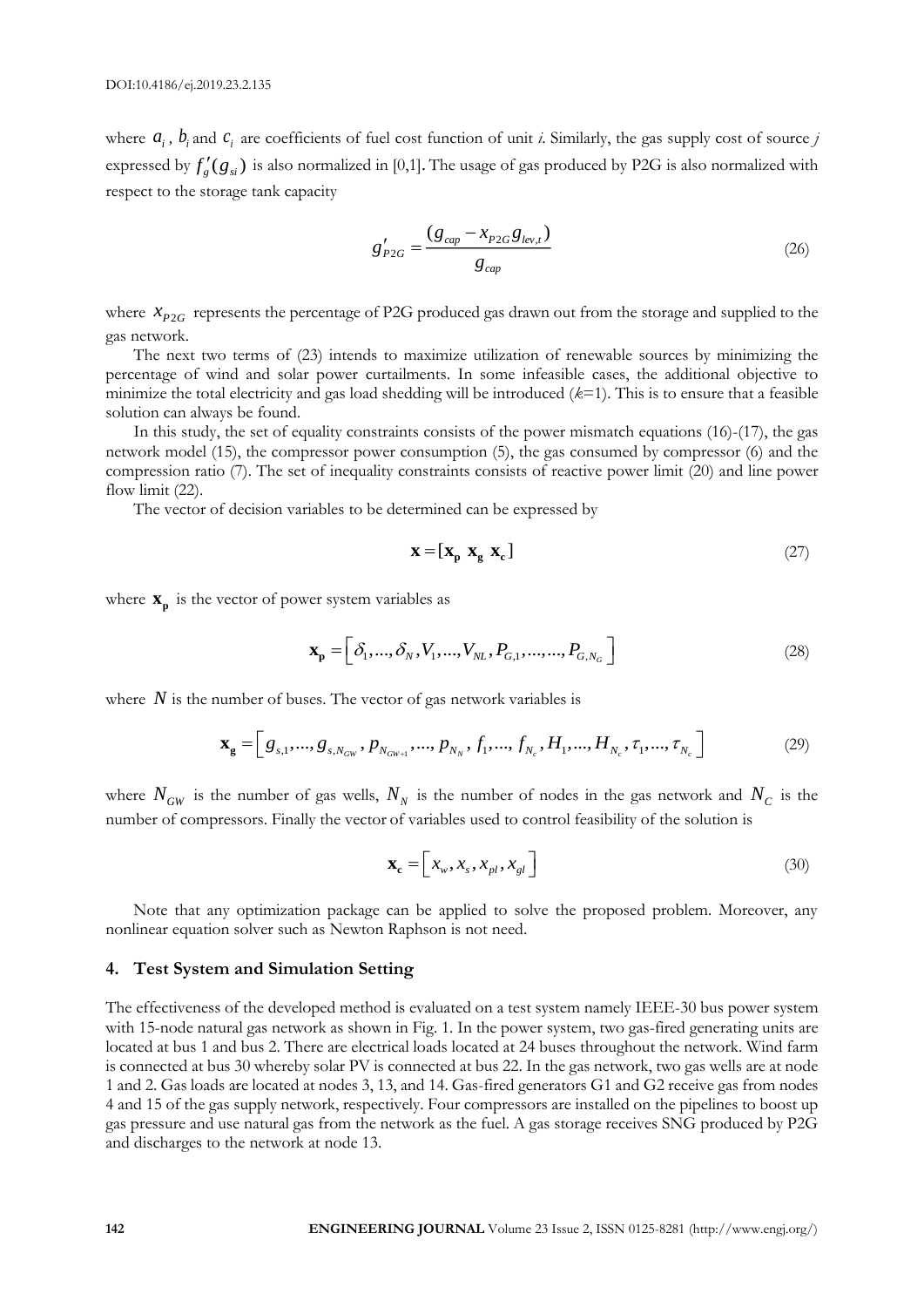where $a_i$, $b_i$ and $c_i$ are coefficients of fuel cost function of unit *i*. Similarly, the gas supply cost of source *j* expressed by $f_g'(g_{si})$ is also normalized in [0,1]. The usage of gas produced by P2G is also normalized with respect to the storage tank capacity

$$g'_{P2G} = \frac{(g_{cap} - x_{P2G} g_{lev,t})}{g_{cap}} \tag{26}$$

where $x_{P2G}$ represents the percentage of P2G produced gas drawn out from the storage and supplied to the gas network.

The next two terms of (23) intends to maximize utilization of renewable sources by minimizing the percentage of wind and solar power curtailments. In some infeasible cases, the additional objective to minimize the total electricity and gas load shedding will be introduced ($k$=1). This is to ensure that a feasible solution can always be found.

In this study, the set of equality constraints consists of the power mismatch equations (16)-(17), the gas network model (15), the compressor power consumption (5), the gas consumed by compressor (6) and the compression ratio (7). The set of inequality constraints consists of reactive power limit (20) and line power flow limit (22).

The vector of decision variables to be determined can be expressed by

$$\mathbf{x} = [\mathbf{x_p} \ \mathbf{x_g} \ \mathbf{x_c}] \tag{27}$$

where $\mathbf{x_p}$ is the vector of power system variables as

$$\mathbf{x_p} = \left[\delta_1, ..., \delta_N, V_1, ..., V_{NL}, P_{G,1}, ..., ..., P_{G,N_G}\right] \tag{28}$$

where $N$ is the number of buses. The vector of gas network variables is

$$\mathbf{x_g} = \left[g_{s,1}, ..., g_{s,N_{GW}}, p_{N_{GW+1}}, ..., p_{N_N}, f_1, ..., f_{N_c}, H_1, ..., H_{N_c}, \tau_1, ..., \tau_{N_c}\right] \tag{29}$$

where $N_{GW}$ is the number of gas wells, $N_N$ is the number of nodes in the gas network and $N_C$ is the number of compressors. Finally the vector of variables used to control feasibility of the solution is

$$\mathbf{x_c} = \left[x_w, x_s, x_{pl}, x_{gl}\right] \tag{30}$$

Note that any optimization package can be applied to solve the proposed problem. Moreover, any nonlinear equation solver such as Newton Raphson is not need.

## 4. Test System and Simulation Setting

The effectiveness of the developed method is evaluated on a test system namely IEEE-30 bus power system with 15-node natural gas network as shown in Fig. 1. In the power system, two gas-fired generating units are located at bus 1 and bus 2. There are electrical loads located at 24 buses throughout the network. Wind farm is connected at bus 30 whereby solar PV is connected at bus 22. In the gas network, two gas wells are at node 1 and 2. Gas loads are located at nodes 3, 13, and 14. Gas-fired generators G1 and G2 receive gas from nodes 4 and 15 of the gas supply network, respectively. Four compressors are installed on the pipelines to boost up gas pressure and use natural gas from the network as the fuel. A gas storage receives SNG produced by P2G and discharges to the network at node 13.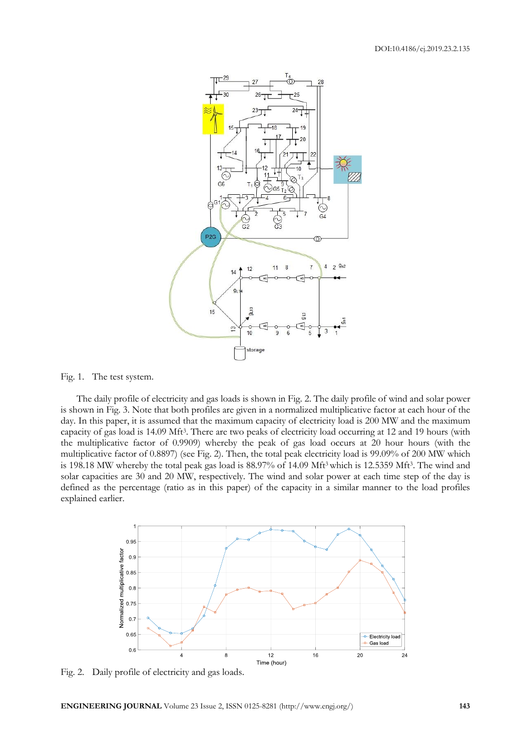Fig. 1. The test system.

The daily profile of electricity and gas loads is shown in Fig. 2. The daily profile of wind and solar power is shown in Fig. 3. Note that both profiles are given in a normalized multiplicative factor at each hour of the day. In this paper, it is assumed that the maximum capacity of electricity load is 200 MW and the maximum capacity of gas load is 14.09 Mft³. There are two peaks of electricity load occurring at 12 and 19 hours (with the multiplicative factor of 0.9909) whereby the peak of gas load occurs at 20 hour hours (with the multiplicative factor of 0.8897) (see Fig. 2). Then, the total peak electricity load is 99.09% of 200 MW which is 198.18 MW whereby the total peak gas load is 88.97% of 14.09 Mft³ which is 12.5359 Mft³. The wind and solar capacities are 30 and 20 MW, respectively. The wind and solar power at each time step of the day is defined as the percentage (ratio as in this paper) of the capacity in a similar manner to the load profiles explained earlier.

Fig. 2. Daily profile of electricity and gas loads.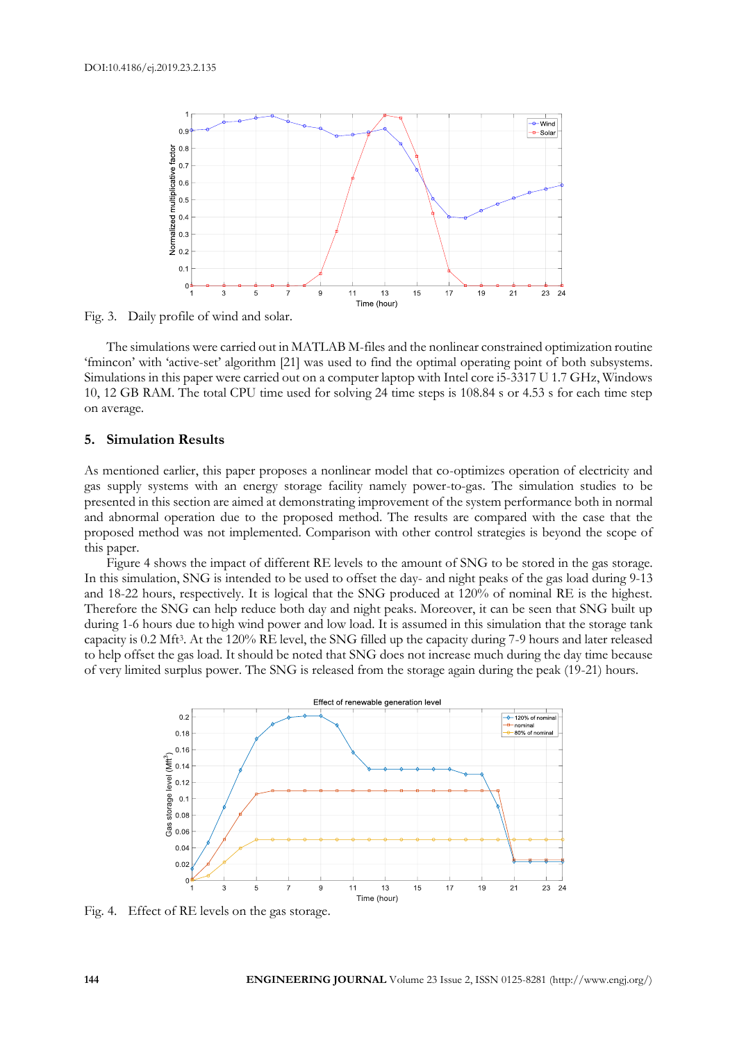Fig. 3. Daily profile of wind and solar.

The simulations were carried out in MATLAB M-files and the nonlinear constrained optimization routine 'fmincon' with 'active-set' algorithm [21] was used to find the optimal operating point of both subsystems. Simulations in this paper were carried out on a computer laptop with Intel core i5-3317 U 1.7 GHz, Windows 10, 12 GB RAM. The total CPU time used for solving 24 time steps is 108.84 s or 4.53 s for each time step on average.

## 5. Simulation Results

As mentioned earlier, this paper proposes a nonlinear model that co-optimizes operation of electricity and gas supply systems with an energy storage facility namely power-to-gas. The simulation studies to be presented in this section are aimed at demonstrating improvement of the system performance both in normal and abnormal operation due to the proposed method. The results are compared with the case that the proposed method was not implemented. Comparison with other control strategies is beyond the scope of this paper.

Figure 4 shows the impact of different RE levels to the amount of SNG to be stored in the gas storage. In this simulation, SNG is intended to be used to offset the day- and night peaks of the gas load during 9-13 and 18-22 hours, respectively. It is logical that the SNG produced at 120% of nominal RE is the highest. Therefore the SNG can help reduce both day and night peaks. Moreover, it can be seen that SNG built up during 1-6 hours due to high wind power and low load. It is assumed in this simulation that the storage tank capacity is 0.2 Mft$^3$. At the 120% RE level, the SNG filled up the capacity during 7-9 hours and later released to help offset the gas load. It should be noted that SNG does not increase much during the day time because of very limited surplus power. The SNG is released from the storage again during the peak (19-21) hours.

Fig. 4. Effect of RE levels on the gas storage.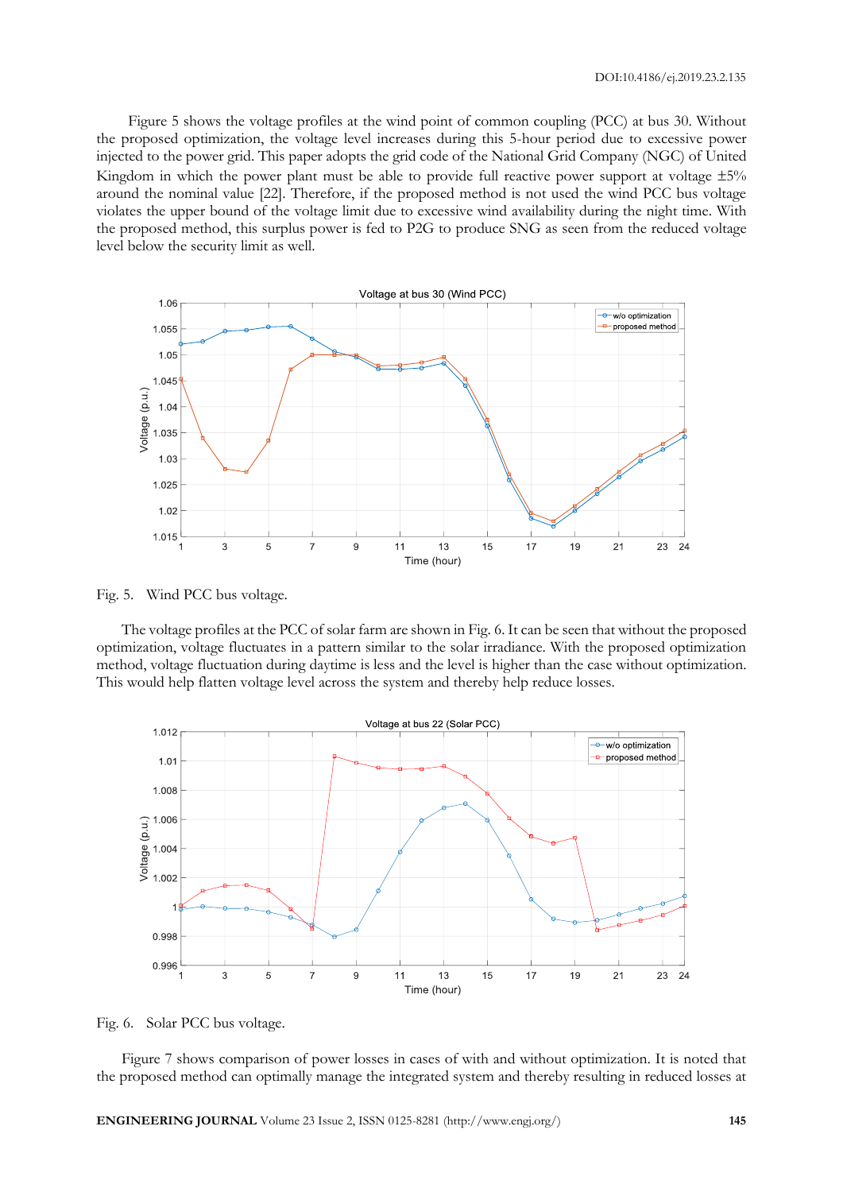Figure 5 shows the voltage profiles at the wind point of common coupling (PCC) at bus 30. Without the proposed optimization, the voltage level increases during this 5-hour period due to excessive power injected to the power grid. This paper adopts the grid code of the National Grid Company (NGC) of United Kingdom in which the power plant must be able to provide full reactive power support at voltage ±5% around the nominal value [22]. Therefore, if the proposed method is not used the wind PCC bus voltage violates the upper bound of the voltage limit due to excessive wind availability during the night time. With the proposed method, this surplus power is fed to P2G to produce SNG as seen from the reduced voltage level below the security limit as well.

Fig. 5. Wind PCC bus voltage.

The voltage profiles at the PCC of solar farm are shown in Fig. 6. It can be seen that without the proposed optimization, voltage fluctuates in a pattern similar to the solar irradiance. With the proposed optimization method, voltage fluctuation during daytime is less and the level is higher than the case without optimization. This would help flatten voltage level across the system and thereby help reduce losses.

Fig. 6. Solar PCC bus voltage.

Figure 7 shows comparison of power losses in cases of with and without optimization. It is noted that the proposed method can optimally manage the integrated system and thereby resulting in reduced losses at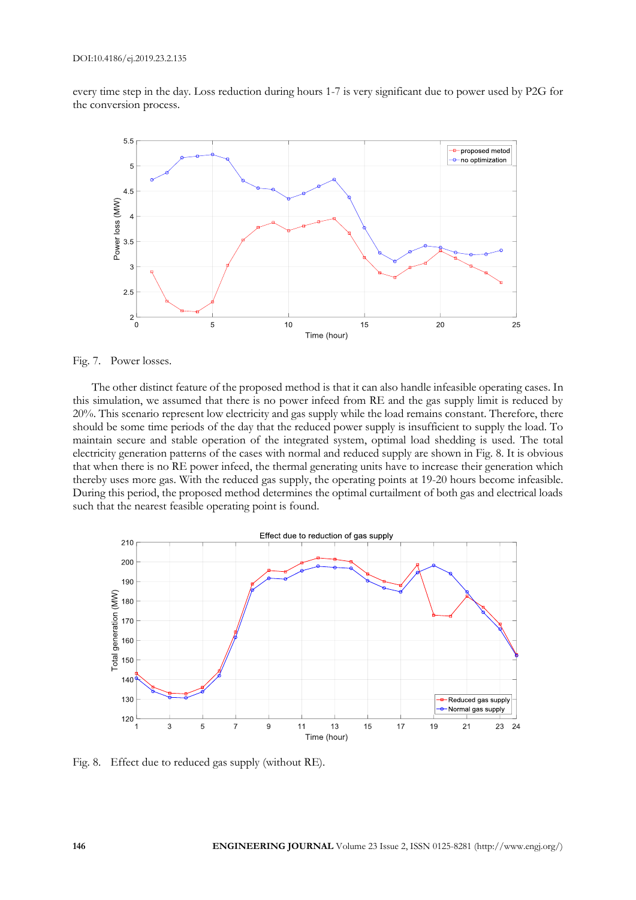every time step in the day. Loss reduction during hours 1-7 is very significant due to power used by P2G for the conversion process.

Fig. 7. Power losses.

The other distinct feature of the proposed method is that it can also handle infeasible operating cases. In this simulation, we assumed that there is no power infeed from RE and the gas supply limit is reduced by 20%. This scenario represent low electricity and gas supply while the load remains constant. Therefore, there should be some time periods of the day that the reduced power supply is insufficient to supply the load. To maintain secure and stable operation of the integrated system, optimal load shedding is used. The total electricity generation patterns of the cases with normal and reduced supply are shown in Fig. 8. It is obvious that when there is no RE power infeed, the thermal generating units have to increase their generation which thereby uses more gas. With the reduced gas supply, the operating points at 19-20 hours become infeasible. During this period, the proposed method determines the optimal curtailment of both gas and electrical loads such that the nearest feasible operating point is found.

Fig. 8. Effect due to reduced gas supply (without RE).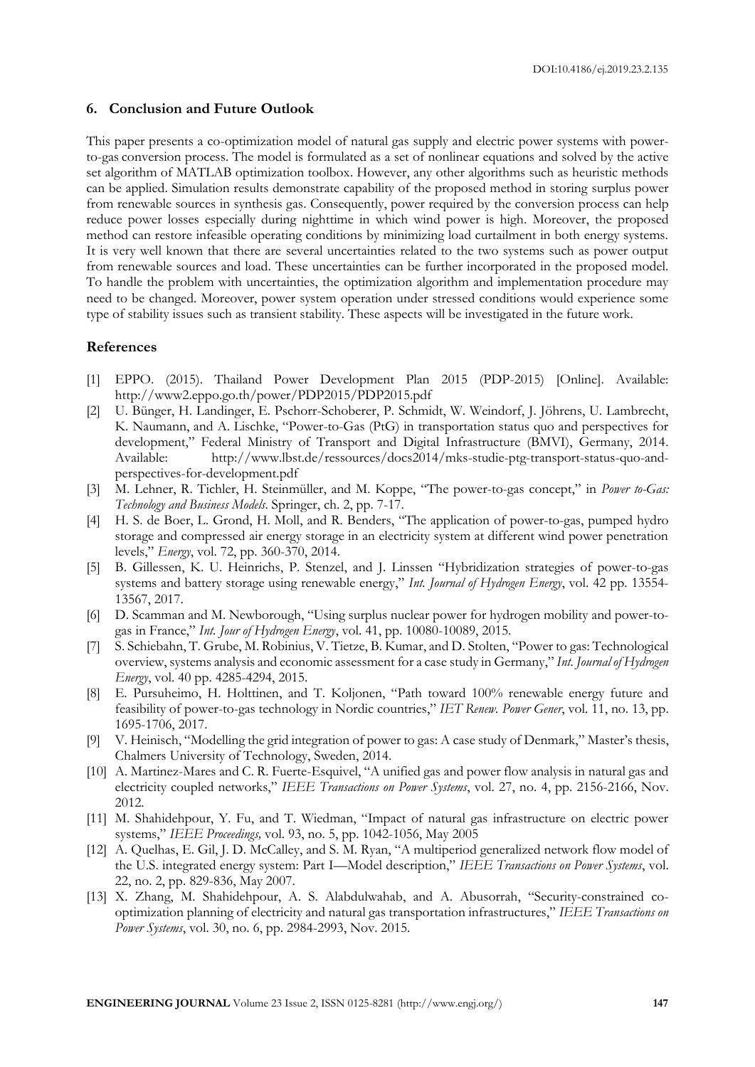## 6. Conclusion and Future Outlook

This paper presents a co-optimization model of natural gas supply and electric power systems with power-to-gas conversion process. The model is formulated as a set of nonlinear equations and solved by the active set algorithm of MATLAB optimization toolbox. However, any other algorithms such as heuristic methods can be applied. Simulation results demonstrate capability of the proposed method in storing surplus power from renewable sources in synthesis gas. Consequently, power required by the conversion process can help reduce power losses especially during nighttime in which wind power is high. Moreover, the proposed method can restore infeasible operating conditions by minimizing load curtailment in both energy systems. It is very well known that there are several uncertainties related to the two systems such as power output from renewable sources and load. These uncertainties can be further incorporated in the proposed model. To handle the problem with uncertainties, the optimization algorithm and implementation procedure may need to be changed. Moreover, power system operation under stressed conditions would experience some type of stability issues such as transient stability. These aspects will be investigated in the future work.

## References

[1] EPPO. (2015). Thailand Power Development Plan 2015 (PDP-2015) [Online]. Available: http://www2.eppo.go.th/power/PDP2015/PDP2015.pdf

[2] U. Bünger, H. Landinger, E. Pschorr-Schoberer, P. Schmidt, W. Weindorf, J. Jöhrens, U. Lambrecht, K. Naumann, and A. Lischke, "Power-to-Gas (PtG) in transportation status quo and perspectives for development," Federal Ministry of Transport and Digital Infrastructure (BMVI), Germany, 2014. Available: http://www.lbst.de/ressources/docs2014/mks-studie-ptg-transport-status-quo-and-perspectives-for-development.pdf

[3] M. Lehner, R. Tichler, H. Steinmüller, and M. Koppe, "The power-to-gas concept," in *Power to-Gas: Technology and Business Models*. Springer, ch. 2, pp. 7-17.

[4] H. S. de Boer, L. Grond, H. Moll, and R. Benders, "The application of power-to-gas, pumped hydro storage and compressed air energy storage in an electricity system at different wind power penetration levels," *Energy*, vol. 72, pp. 360-370, 2014.

[5] B. Gillessen, K. U. Heinrichs, P. Stenzel, and J. Linssen "Hybridization strategies of power-to-gas systems and battery storage using renewable energy," *Int. Journal of Hydrogen Energy*, vol. 42 pp. 13554-13567, 2017.

[6] D. Scamman and M. Newborough, "Using surplus nuclear power for hydrogen mobility and power-to-gas in France," *Int. Jour of Hydrogen Energy*, vol. 41, pp. 10080-10089, 2015.

[7] S. Schiebahn, T. Grube, M. Robinius, V. Tietze, B. Kumar, and D. Stolten, "Power to gas: Technological overview, systems analysis and economic assessment for a case study in Germany," *Int. Journal of Hydrogen Energy*, vol. 40 pp. 4285-4294, 2015.

[8] E. Pursuheimo, H. Holttinen, and T. Koljonen, "Path toward 100% renewable energy future and feasibility of power-to-gas technology in Nordic countries," *IET Renew. Power Gener*, vol. 11, no. 13, pp. 1695-1706, 2017.

[9] V. Heinisch, "Modelling the grid integration of power to gas: A case study of Denmark," Master's thesis, Chalmers University of Technology, Sweden, 2014.

[10] A. Martinez-Mares and C. R. Fuerte-Esquivel, "A unified gas and power flow analysis in natural gas and electricity coupled networks," *IEEE Transactions on Power Systems*, vol. 27, no. 4, pp. 2156-2166, Nov. 2012.

[11] M. Shahidehpour, Y. Fu, and T. Wiedman, "Impact of natural gas infrastructure on electric power systems," *IEEE Proceedings,* vol. 93, no. 5, pp. 1042-1056, May 2005

[12] A. Quelhas, E. Gil, J. D. McCalley, and S. M. Ryan, "A multiperiod generalized network flow model of the U.S. integrated energy system: Part I—Model description," *IEEE Transactions on Power Systems*, vol. 22, no. 2, pp. 829-836, May 2007.

[13] X. Zhang, M. Shahidehpour, A. S. Alabdulwahab, and A. Abusorrah, "Security-constrained co-optimization planning of electricity and natural gas transportation infrastructures," *IEEE Transactions on Power Systems*, vol. 30, no. 6, pp. 2984-2993, Nov. 2015.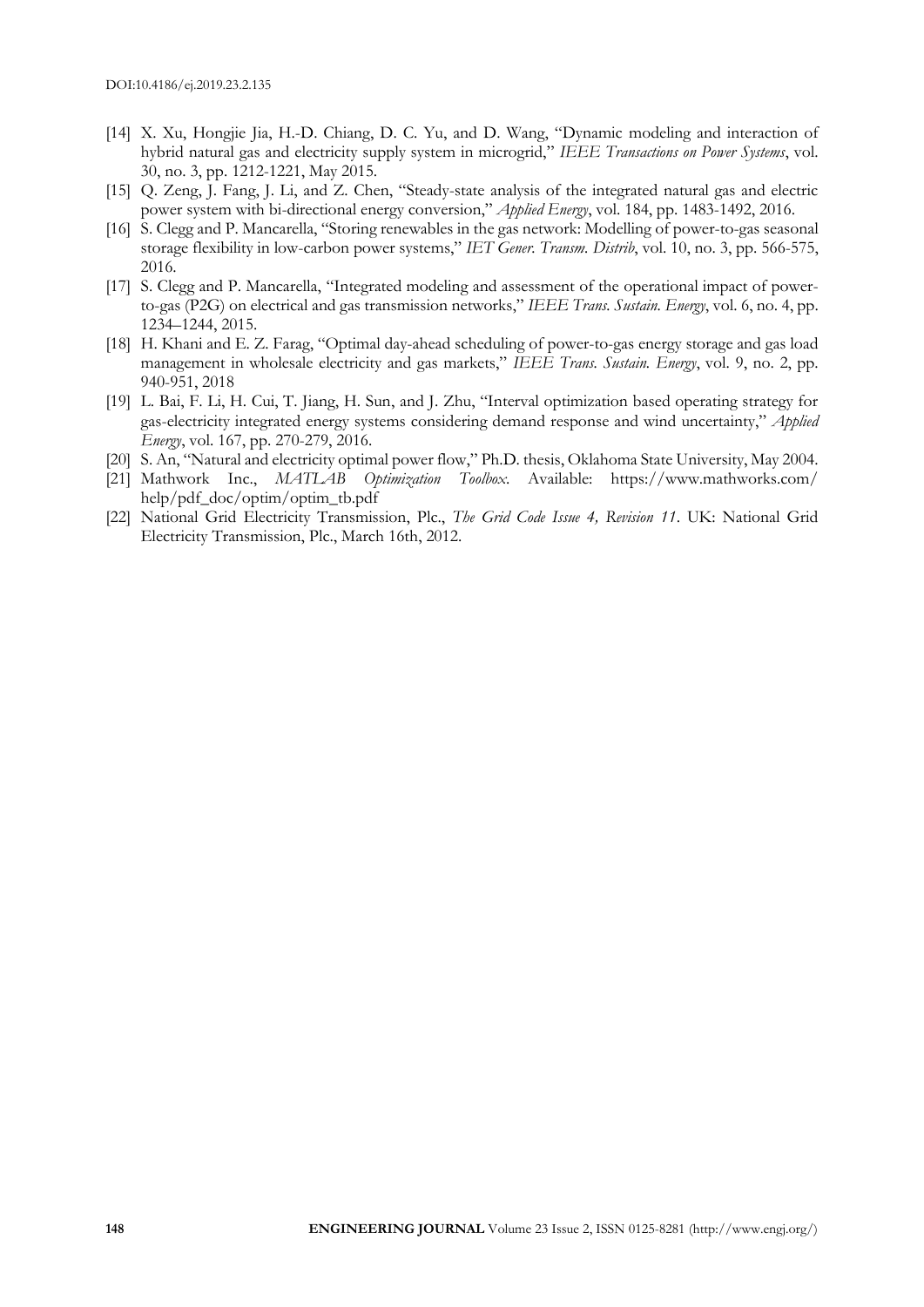[14] X. Xu, Hongjie Jia, H.-D. Chiang, D. C. Yu, and D. Wang, "Dynamic modeling and interaction of hybrid natural gas and electricity supply system in microgrid," *IEEE Transactions on Power Systems*, vol. 30, no. 3, pp. 1212-1221, May 2015.

[15] Q. Zeng, J. Fang, J. Li, and Z. Chen, "Steady-state analysis of the integrated natural gas and electric power system with bi-directional energy conversion," *Applied Energy*, vol. 184, pp. 1483-1492, 2016.

[16] S. Clegg and P. Mancarella, "Storing renewables in the gas network: Modelling of power-to-gas seasonal storage flexibility in low-carbon power systems," *IET Gener. Transm. Distrib*, vol. 10, no. 3, pp. 566-575, 2016.

[17] S. Clegg and P. Mancarella, "Integrated modeling and assessment of the operational impact of power-to-gas (P2G) on electrical and gas transmission networks," *IEEE Trans. Sustain. Energy*, vol. 6, no. 4, pp. 1234–1244, 2015.

[18] H. Khani and E. Z. Farag, "Optimal day-ahead scheduling of power-to-gas energy storage and gas load management in wholesale electricity and gas markets," *IEEE Trans. Sustain. Energy*, vol. 9, no. 2, pp. 940-951, 2018

[19] L. Bai, F. Li, H. Cui, T. Jiang, H. Sun, and J. Zhu, "Interval optimization based operating strategy for gas-electricity integrated energy systems considering demand response and wind uncertainty," *Applied Energy*, vol. 167, pp. 270-279, 2016.

[20] S. An, "Natural and electricity optimal power flow," Ph.D. thesis, Oklahoma State University, May 2004.

[21] Mathwork Inc., *MATLAB Optimization Toolbox*. Available: https://www.mathworks.com/help/pdf_doc/optim/optim_tb.pdf

[22] National Grid Electricity Transmission, Plc., *The Grid Code Issue 4, Revision 11*. UK: National Grid Electricity Transmission, Plc., March 16th, 2012.